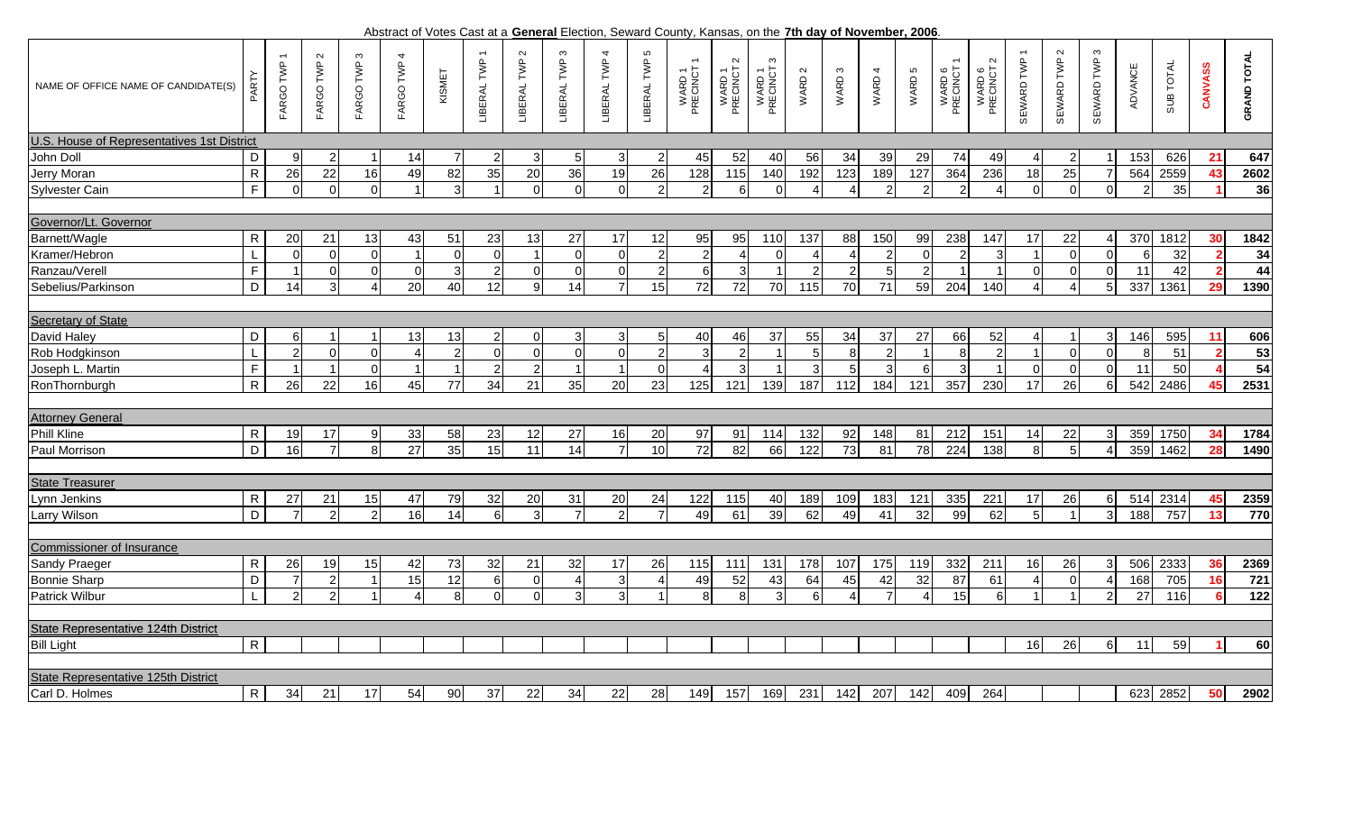Abstract of Votes Cast at a **General** Election, Seward County, Kansas, on the **7th day of November, 2006**.

| NAME OF OFFICE NAME OF CANDIDATE(S) | PARTY | FARGO TWP 1 | FARGO TWP 2 | FARGO TWP 3 | FARGO TWP 4 | KISMET | LIBERAL TWP 1 | LIBERAL TWP 2 | LIBERAL TWP 3 | LIBERAL TWP 4 | LIBERAL TWP 5 | WARD 1 PRECINCT 1 | WARD 1 PRECINCT 2 | WARD 1 PRECINCT 3 | WARD 2 | WARD 3 | WARD 4 | WARD 5 | WARD 6 PRECINCT 1 | WARD 6 PRECINCT 2 | SEWARD TWP 1 | SEWARD TWP 2 | SEWARD TWP 3 | ADVANCE | SUB TOTAL | CANVASS | GRAND TOTAL |
|---|---|---|---|---|---|---|---|---|---|---|---|---|---|---|---|---|---|---|---|---|---|---|---|---|---|---|---|
| U.S. House of Representatives 1st District | | | | | | | | | | | | | | | | | | | | | | | | | | | |
| John Doll | D | 9 | 2 | 1 | 14 | 7 | 2 | 3 | 5 | 3 | 2 | 45 | 52 | 40 | 56 | 34 | 39 | 29 | 74 | 49 | 4 | 2 | 1 | 153 | 626 | 21 | 647 |
| Jerry Moran | R | 26 | 22 | 16 | 49 | 82 | 35 | 20 | 36 | 19 | 26 | 128 | 115 | 140 | 192 | 123 | 189 | 127 | 364 | 236 | 18 | 25 | 7 | 564 | 2559 | 43 | 2602 |
| Sylvester Cain | F | 0 | 0 | 0 | 1 | 3 | 1 | 0 | 0 | 0 | 2 | 2 | 6 | 0 | 4 | 4 | 2 | 2 | 2 | 4 | 0 | 0 | 0 | 2 | 35 | 1 | 36 |
| Governor/Lt. Governor | | | | | | | | | | | | | | | | | | | | | | | | | | | |
| Barnett/Wagle | R | 20 | 21 | 13 | 43 | 51 | 23 | 13 | 27 | 17 | 12 | 95 | 95 | 110 | 137 | 88 | 150 | 99 | 238 | 147 | 17 | 22 | 4 | 370 | 1812 | 30 | 1842 |
| Kramer/Hebron | L | 0 | 0 | 0 | 1 | 0 | 0 | 1 | 0 | 0 | 2 | 2 | 4 | 0 | 4 | 4 | 2 | 0 | 2 | 3 | 1 | 0 | 0 | 6 | 32 | 2 | 34 |
| Ranzau/Verell | F | 1 | 0 | 0 | 0 | 3 | 2 | 0 | 0 | 0 | 2 | 6 | 3 | 1 | 2 | 2 | 5 | 2 | 1 | 1 | 0 | 0 | 0 | 11 | 42 | 2 | 44 |
| Sebelius/Parkinson | D | 14 | 3 | 4 | 20 | 40 | 12 | 9 | 14 | 7 | 15 | 72 | 72 | 70 | 115 | 70 | 71 | 59 | 204 | 140 | 4 | 4 | 5 | 337 | 1361 | 29 | 1390 |
| Secretary of State | | | | | | | | | | | | | | | | | | | | | | | | | | | |
| David Haley | D | 6 | 1 | 1 | 13 | 13 | 2 | 0 | 3 | 3 | 5 | 40 | 46 | 37 | 55 | 34 | 37 | 27 | 66 | 52 | 4 | 1 | 3 | 146 | 595 | 11 | 606 |
| Rob Hodgkinson | L | 2 | 0 | 0 | 4 | 2 | 0 | 0 | 0 | 0 | 2 | 3 | 2 | 1 | 5 | 8 | 2 | 1 | 8 | 2 | 1 | 0 | 0 | 8 | 51 | 2 | 53 |
| Joseph L. Martin | F | 1 | 1 | 0 | 1 | 1 | 2 | 2 | 1 | 1 | 0 | 4 | 3 | 1 | 3 | 5 | 3 | 6 | 3 | 1 | 0 | 0 | 0 | 11 | 50 | 4 | 54 |
| RonThornburgh | R | 26 | 22 | 16 | 45 | 77 | 34 | 21 | 35 | 20 | 23 | 125 | 121 | 139 | 187 | 112 | 184 | 121 | 357 | 230 | 17 | 26 | 6 | 542 | 2486 | 45 | 2531 |
| Attorney General | | | | | | | | | | | | | | | | | | | | | | | | | | | |
| Phill Kline | R | 19 | 17 | 9 | 33 | 58 | 23 | 12 | 27 | 16 | 20 | 97 | 91 | 114 | 132 | 92 | 148 | 81 | 212 | 151 | 14 | 22 | 3 | 359 | 1750 | 34 | 1784 |
| Paul Morrison | D | 16 | 7 | 8 | 27 | 35 | 15 | 11 | 14 | 7 | 10 | 72 | 82 | 66 | 122 | 73 | 81 | 78 | 224 | 138 | 8 | 5 | 4 | 359 | 1462 | 28 | 1490 |
| State Treasurer | | | | | | | | | | | | | | | | | | | | | | | | | | | |
| Lynn Jenkins | R | 27 | 21 | 15 | 47 | 79 | 32 | 20 | 31 | 20 | 24 | 122 | 115 | 40 | 189 | 109 | 183 | 121 | 335 | 221 | 17 | 26 | 6 | 514 | 2314 | 45 | 2359 |
| Larry Wilson | D | 7 | 2 | 2 | 16 | 14 | 6 | 3 | 7 | 2 | 7 | 49 | 61 | 39 | 62 | 49 | 41 | 32 | 99 | 62 | 5 | 1 | 3 | 188 | 757 | 13 | 770 |
| Commissioner of Insurance | | | | | | | | | | | | | | | | | | | | | | | | | | | |
| Sandy Praeger | R | 26 | 19 | 15 | 42 | 73 | 32 | 21 | 32 | 17 | 26 | 115 | 111 | 131 | 178 | 107 | 175 | 119 | 332 | 211 | 16 | 26 | 3 | 506 | 2333 | 36 | 2369 |
| Bonnie Sharp | D | 7 | 2 | 1 | 15 | 12 | 6 | 0 | 4 | 3 | 4 | 49 | 52 | 43 | 64 | 45 | 42 | 32 | 87 | 61 | 4 | 0 | 4 | 168 | 705 | 16 | 721 |
| Patrick Wilbur | L | 2 | 2 | 1 | 4 | 8 | 0 | 0 | 3 | 3 | 1 | 8 | 8 | 3 | 6 | 4 | 7 | 4 | 15 | 6 | 1 | 1 | 2 | 27 | 116 | 6 | 122 |
| State Representative 124th District | | | | | | | | | | | | | | | | | | | | | | | | | | | |
| Bill Light | R | | | | | | | | | | | | | | | | | | | | 16 | 26 | 6 | 11 | 59 | 1 | 60 |
| State Representative 125th District | | | | | | | | | | | | | | | | | | | | | | | | | | | |
| Carl D. Holmes | R | 34 | 21 | 17 | 54 | 90 | 37 | 22 | 34 | 22 | 28 | 149 | 157 | 169 | 231 | 142 | 207 | 142 | 409 | 264 | | | | 623 | 2852 | 50 | 2902 |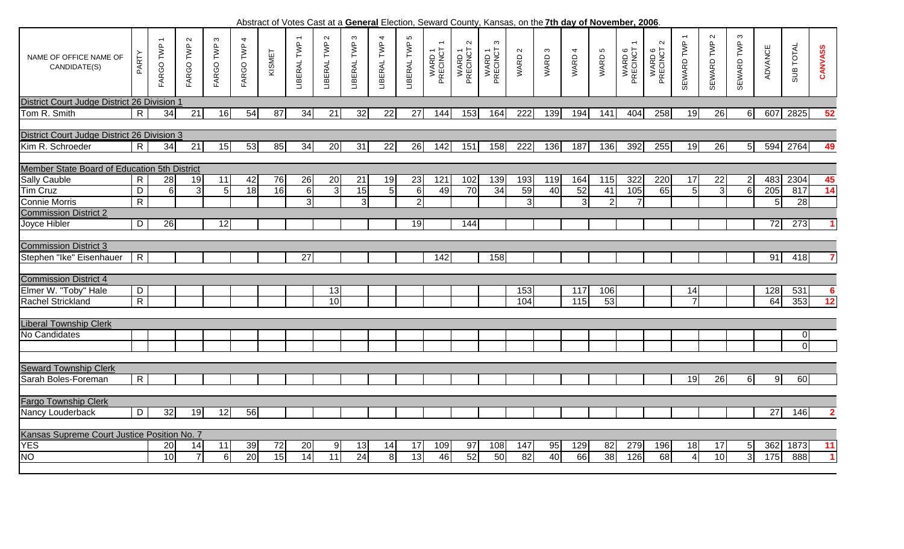Abstract of Votes Cast at a **General** Election, Seward County, Kansas, on the **7th day of November, 2006**.

| NAME OF OFFICE NAME OF CANDIDATE(S) | PARTY | FARGO TWP 1 | FARGO TWP 2 | FARGO TWP 3 | FARGO TWP 4 | KISMET | LIBERAL TWP 1 | LIBERAL TWP 2 | LIBERAL TWP 3 | LIBERAL TWP 4 | LIBERAL TWP 5 | WARD 1 PRECINCT 1 | WARD 1 PRECINCT 2 | WARD 1 PRECINCT 3 | WARD 2 | WARD 3 | WARD 4 | WARD 5 | WARD 6 PRECINCT 1 | WARD 6 PRECINCT 2 | SEWARD TWP 1 | SEWARD TWP 2 | SEWARD TWP 3 | ADVANCE | SUB TOTAL | CANVASS |
|---|---|---|---|---|---|---|---|---|---|---|---|---|---|---|---|---|---|---|---|---|---|---|---|---|---|---|
| District Court Judge District 26 Division 1 | | | | | | | | | | | | | | | | | | | | | | | | | | |
| Tom R. Smith | R | 34 | 21 | 16 | 54 | 87 | 34 | 21 | 32 | 22 | 27 | 144 | 153 | 164 | 222 | 139 | 194 | 141 | 404 | 258 | 19 | 26 | 6 | 607 | 2825 | 52 |
| District Court Judge District 26 Division 3 | | | | | | | | | | | | | | | | | | | | | | | | | | |
| Kim R. Schroeder | R | 34 | 21 | 15 | 53 | 85 | 34 | 20 | 31 | 22 | 26 | 142 | 151 | 158 | 222 | 136 | 187 | 136 | 392 | 255 | 19 | 26 | 5 | 594 | 2764 | 49 |
| Member State Board of Education 5th District | | | | | | | | | | | | | | | | | | | | | | | | | | |
| Sally Cauble | R | 28 | 19 | 11 | 42 | 76 | 26 | 20 | 21 | 19 | 23 | 121 | 102 | 139 | 193 | 119 | 164 | 115 | 322 | 220 | 17 | 22 | 2 | 483 | 2304 | 45 |
| Tim Cruz | D | 6 | 3 | 5 | 18 | 16 | 6 | 3 | 15 | 5 | 6 | 49 | 70 | 34 | 59 | 40 | 52 | 41 | 105 | 65 | 5 | 3 | 6 | 205 | 817 | 14 |
| Connie Morris | R | | | | | | 3 | | 3 | | 2 | | | | 3 | | 3 | 2 | 7 | | | | | 5 | 28 | |
| Commission District 2 | | | | | | | | | | | | | | | | | | | | | | | | | | |
| Joyce Hibler | D | 26 | | 12 | | | | | | | 19 | | 144 | | | | | | | | | | | 72 | 273 | 1 |
| Commission District 3 | | | | | | | | | | | | | | | | | | | | | | | | | | |
| Stephen "Ike" Eisenhauer | R | | | | | | 27 | | | | | 142 | | 158 | | | | | | | | | | 91 | 418 | 7 |
| Commission District 4 | | | | | | | | | | | | | | | | | | | | | | | | | | |
| Elmer W. "Toby" Hale | D | | | | | | | 13 | | | | | | | 153 | | 117 | 106 | | | 14 | | | 128 | 531 | 6 |
| Rachel Strickland | R | | | | | | | 10 | | | | | | | 104 | | 115 | 53 | | | 7 | | | 64 | 353 | 12 |
| Liberal Township Clerk | | | | | | | | | | | | | | | | | | | | | | | | | | |
| No Candidates | | | | | | | | | | | | | | | | | | | | | | | | | 0 | |
| | | | | | | | | | | | | | | | | | | | | | | | | | 0 | |
| Seward Township Clerk | | | | | | | | | | | | | | | | | | | | | | | | | | |
| Sarah Boles-Foreman | R | | | | | | | | | | | | | | | | | | | | 19 | 26 | 6 | 9 | 60 | |
| Fargo Township Clerk | | | | | | | | | | | | | | | | | | | | | | | | | | |
| Nancy Louderback | D | 32 | 19 | 12 | 56 | | | | | | | | | | | | | | | | | | | 27 | 146 | 2 |
| Kansas Supreme Court Justice Position No. 7 | | | | | | | | | | | | | | | | | | | | | | | | | | |
| YES | | 20 | 14 | 11 | 39 | 72 | 20 | 9 | 13 | 14 | 17 | 109 | 97 | 108 | 147 | 95 | 129 | 82 | 279 | 196 | 18 | 17 | 5 | 362 | 1873 | 11 |
| NO | | 10 | 7 | 6 | 20 | 15 | 14 | 11 | 24 | 8 | 13 | 46 | 52 | 50 | 82 | 40 | 66 | 38 | 126 | 68 | 4 | 10 | 3 | 175 | 888 | 1 |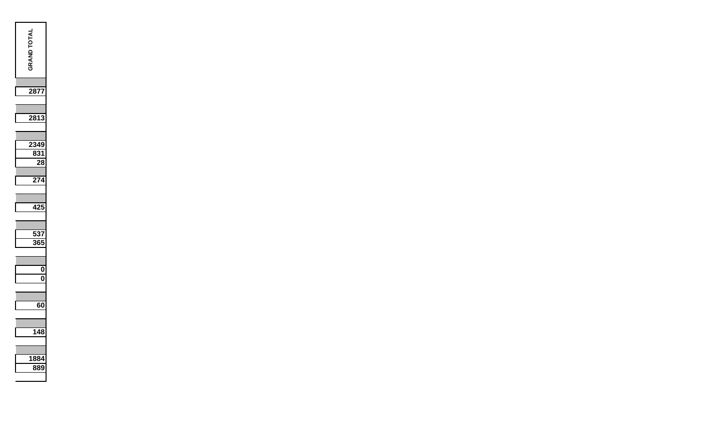| GRAND TOTAL |
| --- |
| |
| 2877 |
| |
| |
| 2813 |
| |
| |
| 2349 |
| 831 |
| 28 |
| |
| 274 |
| |
| |
| 425 |
| |
| |
| 537 |
| 365 |
| |
| |
| 0 |
| 0 |
| |
| |
| 60 |
| |
| |
| 148 |
| |
| |
| 1884 |
| 889 |
| |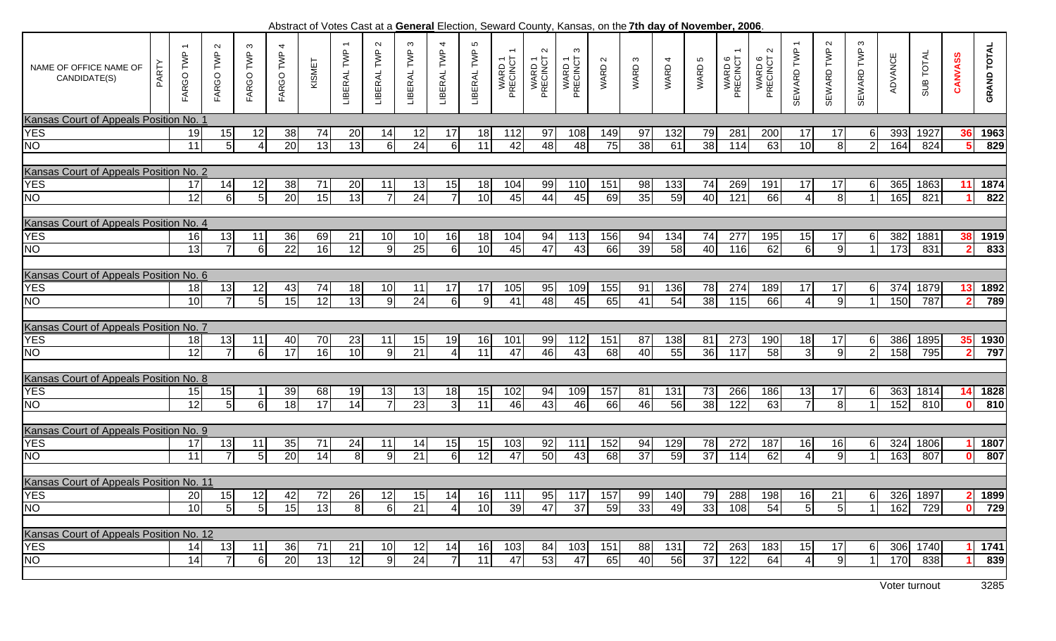Abstract of Votes Cast at a **General** Election, Seward County, Kansas, on the **7th day of November, 2006**.

| NAME OF OFFICE NAME OF CANDIDATE(S) | PARTY | FARGO TWP 1 | FARGO TWP 2 | FARGO TWP 3 | FARGO TWP 4 | KISMET | LIBERAL TWP 1 | LIBERAL TWP 2 | LIBERAL TWP 3 | LIBERAL TWP 4 | LIBERAL TWP 5 | WARD 1 PRECINCT 1 | WARD 1 PRECINCT 2 | WARD 1 PRECINCT 3 | WARD 2 | WARD 3 | WARD 4 | WARD 5 | WARD 6 PRECINCT 1 | WARD 6 PRECINCT 2 | SEWARD TWP 1 | SEWARD TWP 2 | SEWARD TWP 3 | ADVANCE | SUB TOTAL | CANVASS | GRAND TOTAL |
|---|---|---|---|---|---|---|---|---|---|---|---|---|---|---|---|---|---|---|---|---|---|---|---|---|---|---|---|
| Kansas Court of Appeals Position No. 1 | | | | | | | | | | | | | | | | | | | | | | | | | | | |
| YES | | 19 | 15 | 12 | 38 | 74 | 20 | 14 | 12 | 17 | 18 | 112 | 97 | 108 | 149 | 97 | 132 | 79 | 281 | 200 | 17 | 17 | 6 | 393 | 1927 | 36 | 1963 |
| NO | | 11 | 5 | 4 | 20 | 13 | 13 | 6 | 24 | 6 | 11 | 42 | 48 | 48 | 75 | 38 | 61 | 38 | 114 | 63 | 10 | 8 | 2 | 164 | 824 | 5 | 829 |
| Kansas Court of Appeals Position No. 2 | | | | | | | | | | | | | | | | | | | | | | | | | | | |
| YES | | 17 | 14 | 12 | 38 | 71 | 20 | 11 | 13 | 15 | 18 | 104 | 99 | 110 | 151 | 98 | 133 | 74 | 269 | 191 | 17 | 17 | 6 | 365 | 1863 | 11 | 1874 |
| NO | | 12 | 6 | 5 | 20 | 15 | 13 | 7 | 24 | 7 | 10 | 45 | 44 | 45 | 69 | 35 | 59 | 40 | 121 | 66 | 4 | 8 | 1 | 165 | 821 | 1 | 822 |
| Kansas Court of Appeals Position No. 4 | | | | | | | | | | | | | | | | | | | | | | | | | | | |
| YES | | 16 | 13 | 11 | 36 | 69 | 21 | 10 | 10 | 16 | 18 | 104 | 94 | 113 | 156 | 94 | 134 | 74 | 277 | 195 | 15 | 17 | 6 | 382 | 1881 | 38 | 1919 |
| NO | | 13 | 7 | 6 | 22 | 16 | 12 | 9 | 25 | 6 | 10 | 45 | 47 | 43 | 66 | 39 | 58 | 40 | 116 | 62 | 6 | 9 | 1 | 173 | 831 | 2 | 833 |
| Kansas Court of Appeals Position No. 6 | | | | | | | | | | | | | | | | | | | | | | | | | | | |
| YES | | 18 | 13 | 12 | 43 | 74 | 18 | 10 | 11 | 17 | 17 | 105 | 95 | 109 | 155 | 91 | 136 | 78 | 274 | 189 | 17 | 17 | 6 | 374 | 1879 | 13 | 1892 |
| NO | | 10 | 7 | 5 | 15 | 12 | 13 | 9 | 24 | 6 | 9 | 41 | 48 | 45 | 65 | 41 | 54 | 38 | 115 | 66 | 4 | 9 | 1 | 150 | 787 | 2 | 789 |
| Kansas Court of Appeals Position No. 7 | | | | | | | | | | | | | | | | | | | | | | | | | | | |
| YES | | 18 | 13 | 11 | 40 | 70 | 23 | 11 | 15 | 19 | 16 | 101 | 99 | 112 | 151 | 87 | 138 | 81 | 273 | 190 | 18 | 17 | 6 | 386 | 1895 | 35 | 1930 |
| NO | | 12 | 7 | 6 | 17 | 16 | 10 | 9 | 21 | 4 | 11 | 47 | 46 | 43 | 68 | 40 | 55 | 36 | 117 | 58 | 3 | 9 | 2 | 158 | 795 | 2 | 797 |
| Kansas Court of Appeals Position No. 8 | | | | | | | | | | | | | | | | | | | | | | | | | | | |
| YES | | 15 | 15 | 1 | 39 | 68 | 19 | 13 | 13 | 18 | 15 | 102 | 94 | 109 | 157 | 81 | 131 | 73 | 266 | 186 | 13 | 17 | 6 | 363 | 1814 | 14 | 1828 |
| NO | | 12 | 5 | 6 | 18 | 17 | 14 | 7 | 23 | 3 | 11 | 46 | 43 | 46 | 66 | 46 | 56 | 38 | 122 | 63 | 7 | 8 | 1 | 152 | 810 | 0 | 810 |
| Kansas Court of Appeals Position No. 9 | | | | | | | | | | | | | | | | | | | | | | | | | | | |
| YES | | 17 | 13 | 11 | 35 | 71 | 24 | 11 | 14 | 15 | 15 | 103 | 92 | 111 | 152 | 94 | 129 | 78 | 272 | 187 | 16 | 16 | 6 | 324 | 1806 | 1 | 1807 |
| NO | | 11 | 7 | 5 | 20 | 14 | 8 | 9 | 21 | 6 | 12 | 47 | 50 | 43 | 68 | 37 | 59 | 37 | 114 | 62 | 4 | 9 | 1 | 163 | 807 | 0 | 807 |
| Kansas Court of Appeals Position No. 11 | | | | | | | | | | | | | | | | | | | | | | | | | | | |
| YES | | 20 | 15 | 12 | 42 | 72 | 26 | 12 | 15 | 14 | 16 | 111 | 95 | 117 | 157 | 99 | 140 | 79 | 288 | 198 | 16 | 21 | 6 | 326 | 1897 | 2 | 1899 |
| NO | | 10 | 5 | 5 | 15 | 13 | 8 | 6 | 21 | 4 | 10 | 39 | 47 | 37 | 59 | 33 | 49 | 33 | 108 | 54 | 5 | 5 | 1 | 162 | 729 | 0 | 729 |
| Kansas Court of Appeals Position No. 12 | | | | | | | | | | | | | | | | | | | | | | | | | | | |
| YES | | 14 | 13 | 11 | 36 | 71 | 21 | 10 | 12 | 14 | 16 | 103 | 84 | 103 | 151 | 88 | 131 | 72 | 263 | 183 | 15 | 17 | 6 | 306 | 1740 | 1 | 1741 |
| NO | | 14 | 7 | 6 | 20 | 13 | 12 | 9 | 24 | 7 | 11 | 47 | 53 | 47 | 65 | 40 | 56 | 37 | 122 | 64 | 4 | 9 | 1 | 170 | 838 | 1 | 839 |

Voter turnout 3285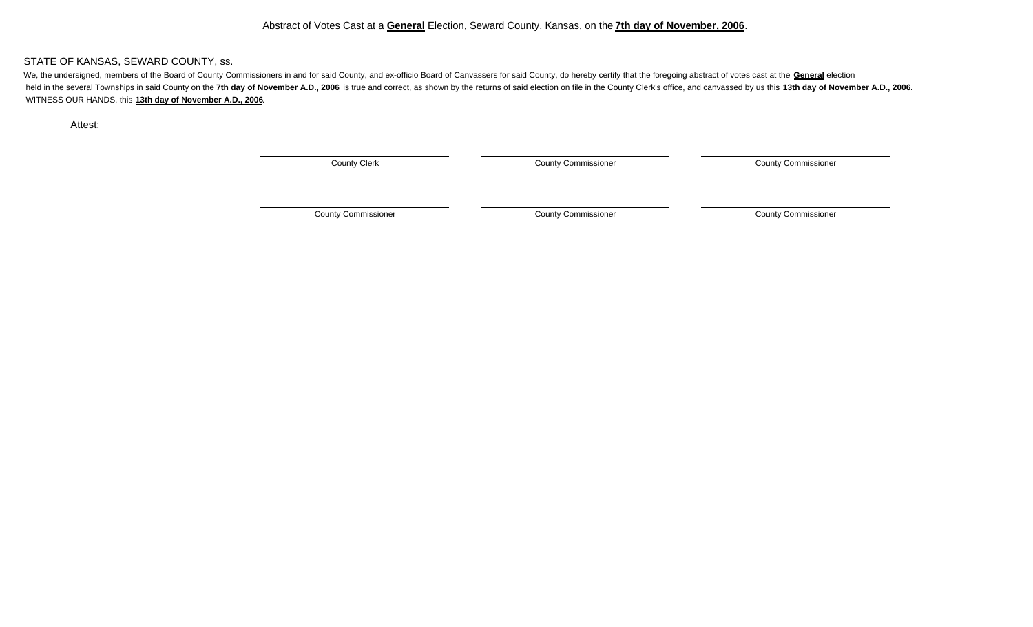Abstract of Votes Cast at a **General** Election, Seward County, Kansas, on the **7th day of November, 2006**.

STATE OF KANSAS, SEWARD COUNTY, ss.

We, the undersigned, members of the Board of County Commissioners in and for said County, and ex-officio Board of Canvassers for said County, do hereby certify that the foregoing abstract of votes cast at the **General** election held in the several Townships in said County on the **7th day of November A.D., 2006**, is true and correct, as shown by the returns of said election on file in the County Clerk's office, and canvassed by us this **13th day of November A.D., 2006.**

WITNESS OUR HANDS, this **13th day of November A.D., 2006**.

Attest:

| | | |
|---|---|---|
| County Clerk | County Commissioner | County Commissioner |
| County Commissioner | County Commissioner | County Commissioner |